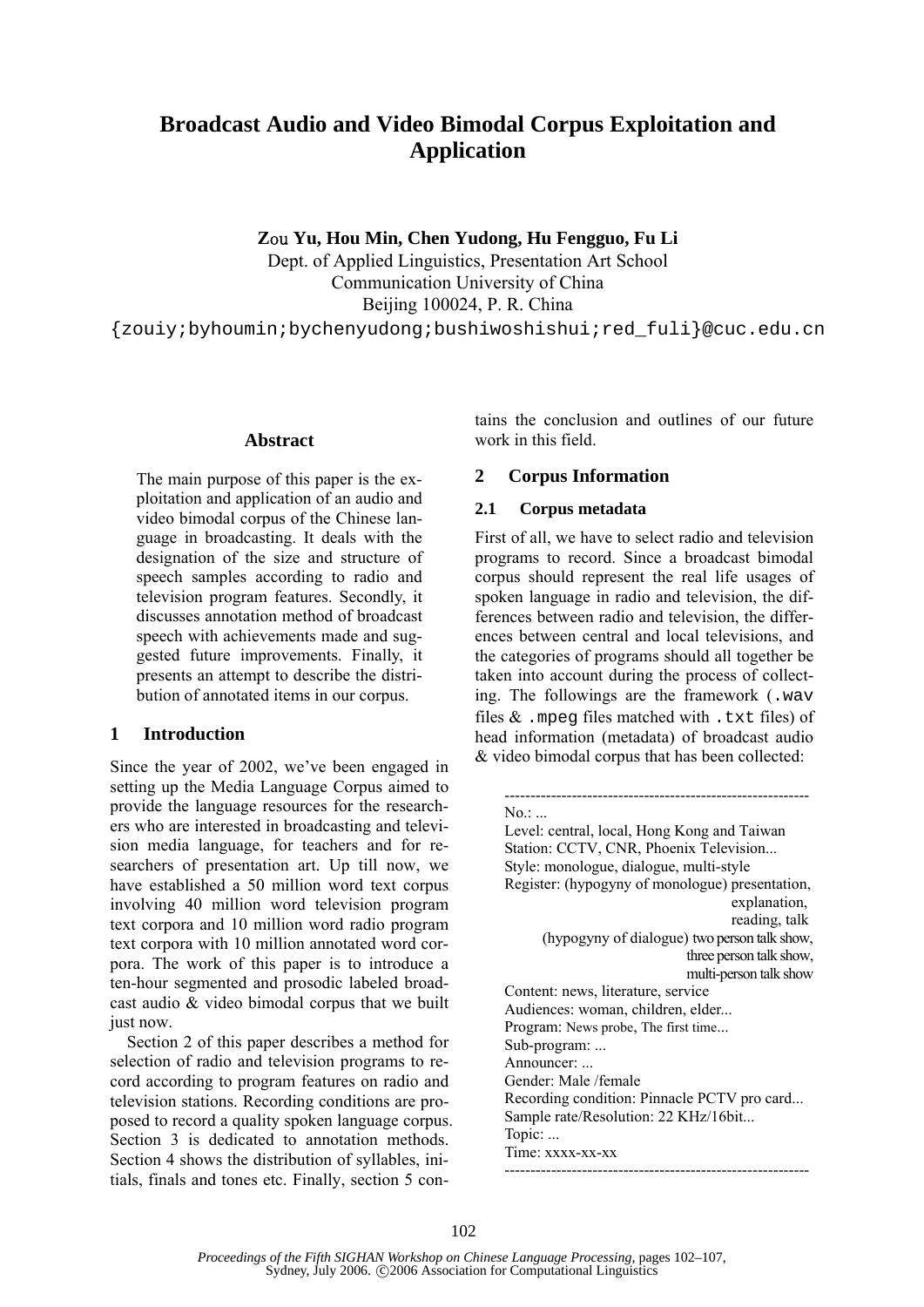# Broadcast Audio and Video Bimodal Corpus Exploitation and Application

**Zou Yu, Hou Min, Chen Yudong, Hu Fengguo, Fu Li**

Dept. of Applied Linguistics, Presentation Art School
Communication University of China
Beijing 100024, P. R. China
{zouiy;byhoumin;bychenyudong;bushiwoshishui;red_fuli}@cuc.edu.cn

## Abstract

The main purpose of this paper is the exploitation and application of an audio and video bimodal corpus of the Chinese language in broadcasting. It deals with the designation of the size and structure of speech samples according to radio and television program features. Secondly, it discusses annotation method of broadcast speech with achievements made and suggested future improvements. Finally, it presents an attempt to describe the distribution of annotated items in our corpus.

## 1 Introduction

Since the year of 2002, we've been engaged in setting up the Media Language Corpus aimed to provide the language resources for the researchers who are interested in broadcasting and television media language, for teachers and for researchers of presentation art. Up till now, we have established a 50 million word text corpus involving 40 million word television program text corpora and 10 million word radio program text corpora with 10 million annotated word corpora. The work of this paper is to introduce a ten-hour segmented and prosodic labeled broadcast audio & video bimodal corpus that we built just now.

Section 2 of this paper describes a method for selection of radio and television programs to record according to program features on radio and television stations. Recording conditions are proposed to record a quality spoken language corpus. Section 3 is dedicated to annotation methods. Section 4 shows the distribution of syllables, initials, finals and tones etc. Finally, section 5 contains the conclusion and outlines of our future work in this field.

## 2 Corpus Information

### 2.1 Corpus metadata

First of all, we have to select radio and television programs to record. Since a broadcast bimodal corpus should represent the real life usages of spoken language in radio and television, the differences between radio and television, the differences between central and local televisions, and the categories of programs should all together be taken into account during the process of collecting. The followings are the framework (`.wav` files & `.mpeg` files matched with `.txt` files) of head information (metadata) of broadcast audio & video bimodal corpus that has been collected:

```
------------------------------------------------------------
No.: ...
Level: central, local, Hong Kong and Taiwan
Station: CCTV, CNR, Phoenix Television...
Style: monologue, dialogue, multi-style
Register: (hypogyny of monologue) presentation,
                                  explanation,
                                  reading, talk
          (hypogyny of dialogue) two person talk show,
                                 three person talk show,
                                 multi-person talk show
Content: news, literature, service
Audiences: woman, children, elder...
Program: News probe, The first time...
Sub-program: ...
Announcer: ...
Gender: Male /female
Recording condition: Pinnacle PCTV pro card...
Sample rate/Resolution: 22 KHz/16bit...
Topic: ...
Time: xxxx-xx-xx
------------------------------------------------------------
```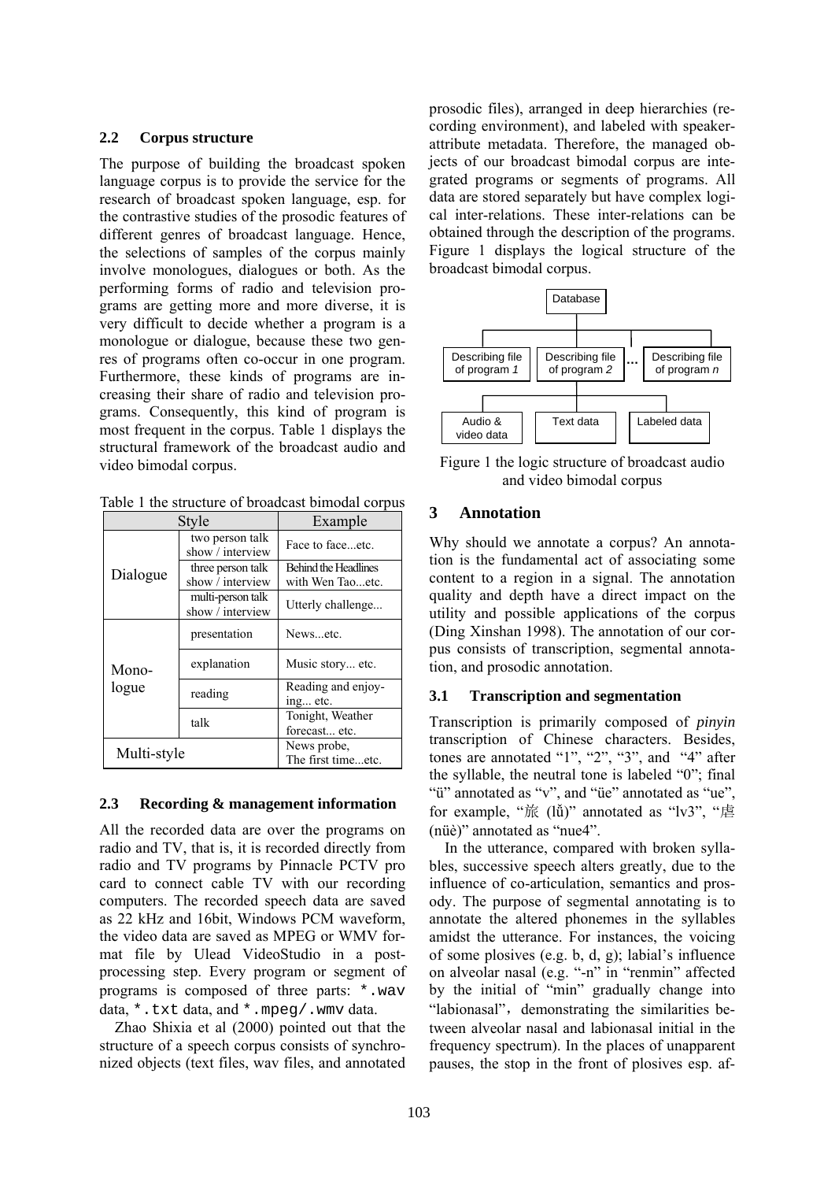### 2.2 Corpus structure

The purpose of building the broadcast spoken language corpus is to provide the service for the research of broadcast spoken language, esp. for the contrastive studies of the prosodic features of different genres of broadcast language. Hence, the selections of samples of the corpus mainly involve monologues, dialogues or both. As the performing forms of radio and television programs are getting more and more diverse, it is very difficult to decide whether a program is a monologue or dialogue, because these two genres of programs often co-occur in one program. Furthermore, these kinds of programs are increasing their share of radio and television programs. Consequently, this kind of program is most frequent in the corpus. Table 1 displays the structural framework of the broadcast audio and video bimodal corpus.

Table 1 the structure of broadcast bimodal corpus

| Style | | Example |
|---|---|---|
| Dialogue | two person talk show / interview | Face to face...etc. |
| | three person talk show / interview | Behind the Headlines with Wen Tao...etc. |
| | multi-person talk show / interview | Utterly challenge... |
| Monologue | presentation | News...etc. |
| | explanation | Music story... etc. |
| | reading | Reading and enjoying... etc. |
| | talk | Tonight, Weather forecast... etc. |
| Multi-style | | News probe, The first time...etc. |

### 2.3 Recording & management information

All the recorded data are over the programs on radio and TV, that is, it is recorded directly from radio and TV programs by Pinnacle PCTV pro card to connect cable TV with our recording computers. The recorded speech data are saved as 22 kHz and 16bit, Windows PCM waveform, the video data are saved as MPEG or WMV format file by Ulead VideoStudio in a post-processing step. Every program or segment of programs is composed of three parts: `*.wav` data, `*.txt` data, and `*.mpeg/.wmv` data.

Zhao Shixia et al (2000) pointed out that the structure of a speech corpus consists of synchronized objects (text files, wav files, and annotated prosodic files), arranged in deep hierarchies (recording environment), and labeled with speaker-attribute metadata. Therefore, the managed objects of our broadcast bimodal corpus are integrated programs or segments of programs. All data are stored separately but have complex logical inter-relations. These inter-relations can be obtained through the description of the programs. Figure 1 displays the logical structure of the broadcast bimodal corpus.

Database

Describing file of program *1* | Describing file of program *2* | ... | Describing file of program *n*

Audio & video data | Text data | Labeled data

Figure 1 the logic structure of broadcast audio and video bimodal corpus

## 3 Annotation

Why should we annotate a corpus? An annotation is the fundamental act of associating some content to a region in a signal. The annotation quality and depth have a direct impact on the utility and possible applications of the corpus (Ding Xinshan 1998). The annotation of our corpus consists of transcription, segmental annotation, and prosodic annotation.

### 3.1 Transcription and segmentation

Transcription is primarily composed of *pinyin* transcription of Chinese characters. Besides, tones are annotated "1", "2", "3", and "4" after the syllable, the neutral tone is labeled "0"; final "ü" annotated as "v", and "üe" annotated as "ue", for example, "旅 (lǚ)" annotated as "lv3", "虐 (nüè)" annotated as "nue4".

In the utterance, compared with broken syllables, successive speech alters greatly, due to the influence of co-articulation, semantics and prosody. The purpose of segmental annotating is to annotate the altered phonemes in the syllables amidst the utterance. For instances, the voicing of some plosives (e.g. b, d, g); labial's influence on alveolar nasal (e.g. "-n" in "renmin" affected by the initial of "min" gradually change into "labionasal"，demonstrating the similarities between alveolar nasal and labionasal initial in the frequency spectrum). In the places of unapparent pauses, the stop in the front of plosives esp. af-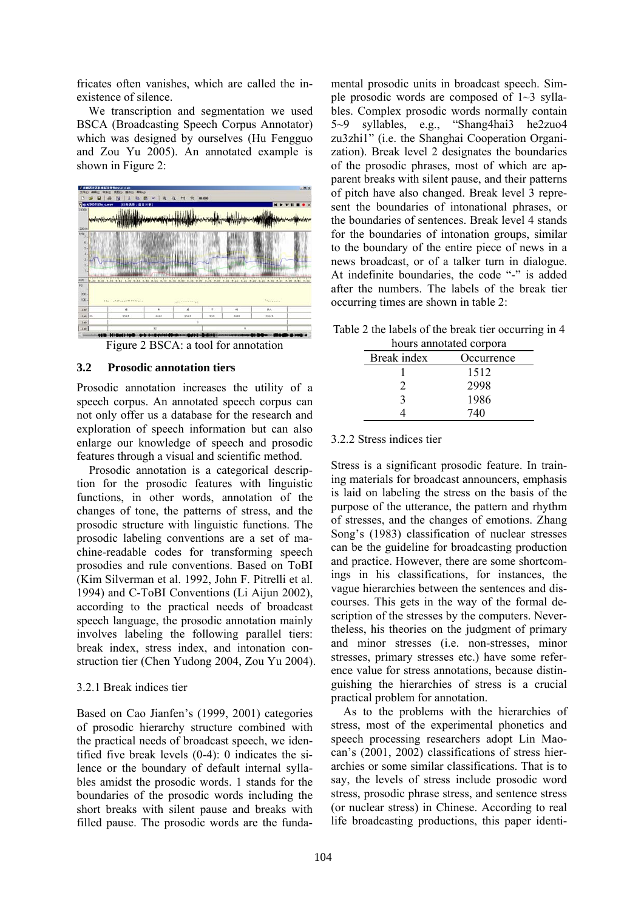fricates often vanishes, which are called the in-existence of silence.

We transcription and segmentation we used BSCA (Broadcasting Speech Corpus Annotator) which was designed by ourselves (Hu Fengguo and Zou Yu 2005). An annotated example is shown in Figure 2:

Figure 2 BSCA: a tool for annotation

### 3.2 Prosodic annotation tiers

Prosodic annotation increases the utility of a speech corpus. An annotated speech corpus can not only offer us a database for the research and exploration of speech information but can also enlarge our knowledge of speech and prosodic features through a visual and scientific method.

Prosodic annotation is a categorical description for the prosodic features with linguistic functions, in other words, annotation of the changes of tone, the patterns of stress, and the prosodic structure with linguistic functions. The prosodic labeling conventions are a set of machine-readable codes for transforming speech prosodies and rule conventions. Based on ToBI (Kim Silverman et al. 1992, John F. Pitrelli et al. 1994) and C-ToBI Conventions (Li Aijun 2002), according to the practical needs of broadcast speech language, the prosodic annotation mainly involves labeling the following parallel tiers: break index, stress index, and intonation construction tier (Chen Yudong 2004, Zou Yu 2004).

#### 3.2.1 Break indices tier

Based on Cao Jianfen's (1999, 2001) categories of prosodic hierarchy structure combined with the practical needs of broadcast speech, we identified five break levels (0-4): 0 indicates the silence or the boundary of default internal syllables amidst the prosodic words. 1 stands for the boundaries of the prosodic words including the short breaks with silent pause and breaks with filled pause. The prosodic words are the fundamental prosodic units in broadcast speech. Simple prosodic words are composed of 1~3 syllables. Complex prosodic words normally contain 5~9 syllables, e.g., "Shang4hai3 he2zuo4 zu3zhi1" (i.e. the Shanghai Cooperation Organization). Break level 2 designates the boundaries of the prosodic phrases, most of which are apparent breaks with silent pause, and their patterns of pitch have also changed. Break level 3 represent the boundaries of intonational phrases, or the boundaries of sentences. Break level 4 stands for the boundaries of intonation groups, similar to the boundary of the entire piece of news in a news broadcast, or of a talker turn in dialogue. At indefinite boundaries, the code "-" is added after the numbers. The labels of the break tier occurring times are shown in table 2:

Table 2 the labels of the break tier occurring in 4 hours annotated corpora

| Break index | Occurrence |
|---|---|
| 1 | 1512 |
| 2 | 2998 |
| 3 | 1986 |
| 4 | 740 |

#### 3.2.2 Stress indices tier

Stress is a significant prosodic feature. In training materials for broadcast announcers, emphasis is laid on labeling the stress on the basis of the purpose of the utterance, the pattern and rhythm of stresses, and the changes of emotions. Zhang Song's (1983) classification of nuclear stresses can be the guideline for broadcasting production and practice. However, there are some shortcomings in his classifications, for instances, the vague hierarchies between the sentences and discourses. This gets in the way of the formal description of the stresses by the computers. Nevertheless, his theories on the judgment of primary and minor stresses (i.e. non-stresses, minor stresses, primary stresses etc.) have some reference value for stress annotations, because distinguishing the hierarchies of stress is a crucial practical problem for annotation.

As to the problems with the hierarchies of stress, most of the experimental phonetics and speech processing researchers adopt Lin Maocan's (2001, 2002) classifications of stress hierarchies or some similar classifications. That is to say, the levels of stress include prosodic word stress, prosodic phrase stress, and sentence stress (or nuclear stress) in Chinese. According to real life broadcasting productions, this paper identi-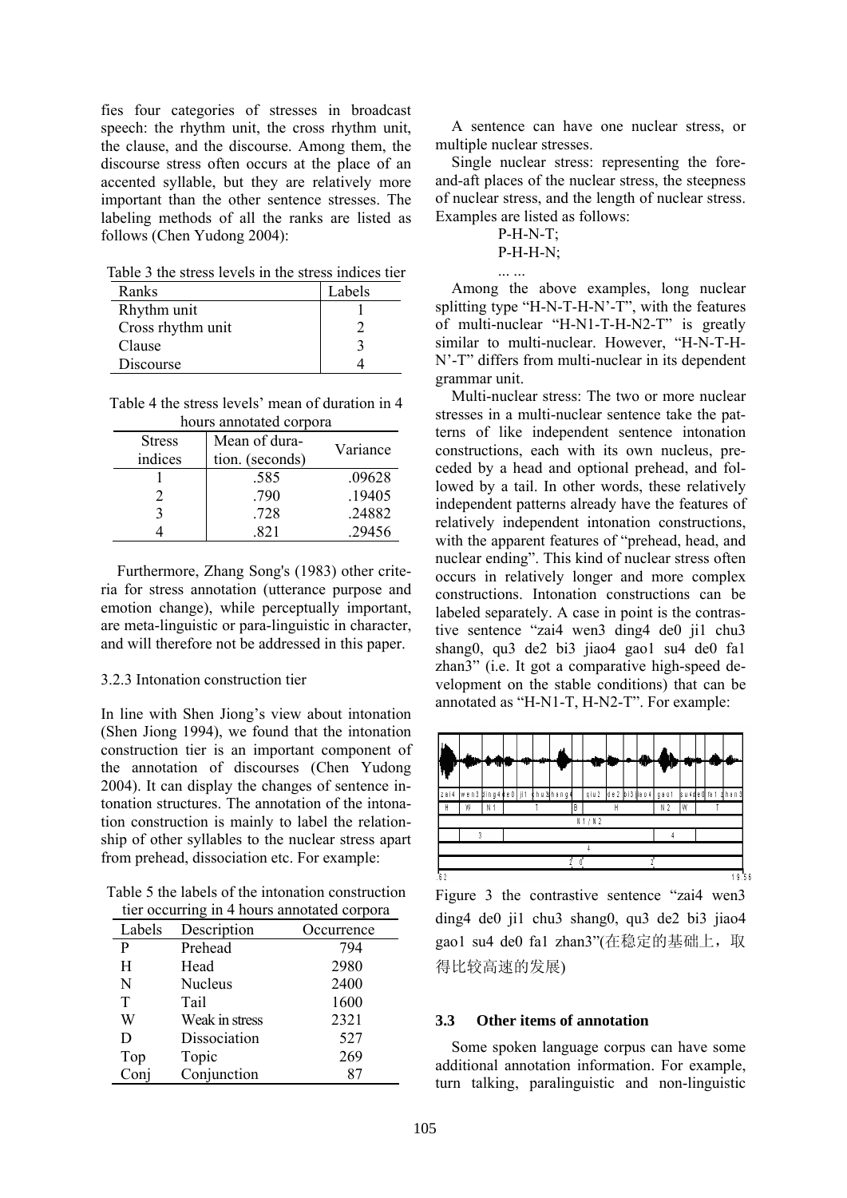fies four categories of stresses in broadcast speech: the rhythm unit, the cross rhythm unit, the clause, and the discourse. Among them, the discourse stress often occurs at the place of an accented syllable, but they are relatively more important than the other sentence stresses. The labeling methods of all the ranks are listed as follows (Chen Yudong 2004):

Table 3 the stress levels in the stress indices tier

| Ranks | Labels |
|---|---|
| Rhythm unit | 1 |
| Cross rhythm unit | 2 |
| Clause | 3 |
| Discourse | 4 |

Table 4 the stress levels' mean of duration in 4 hours annotated corpora

| Stress indices | Mean of duration (seconds) | Variance |
|---|---|---|
| 1 | .585 | .09628 |
| 2 | .790 | .19405 |
| 3 | .728 | .24882 |
| 4 | .821 | .29456 |

Furthermore, Zhang Song's (1983) other criteria for stress annotation (utterance purpose and emotion change), while perceptually important, are meta-linguistic or para-linguistic in character, and will therefore not be addressed in this paper.

3.2.3 Intonation construction tier

In line with Shen Jiong's view about intonation (Shen Jiong 1994), we found that the intonation construction tier is an important component of the annotation of discourses (Chen Yudong 2004). It can display the changes of sentence intonation structures. The annotation of the intonation construction is mainly to label the relationship of other syllables to the nuclear stress apart from prehead, dissociation etc. For example:

Table 5 the labels of the intonation construction tier occurring in 4 hours annotated corpora

| Labels | Description | Occurrence |
|---|---|---|
| P | Prehead | 794 |
| H | Head | 2980 |
| N | Nucleus | 2400 |
| T | Tail | 1600 |
| W | Weak in stress | 2321 |
| D | Dissociation | 527 |
| Top | Topic | 269 |
| Conj | Conjunction | 87 |

A sentence can have one nuclear stress, or multiple nuclear stresses.

Single nuclear stress: representing the fore-and-aft places of the nuclear stress, the steepness of nuclear stress, and the length of nuclear stress. Examples are listed as follows:

P-H-N-T;
P-H-H-N;
... ...

Among the above examples, long nuclear splitting type "H-N-T-H-N'-T", with the features of multi-nuclear "H-N1-T-H-N2-T" is greatly similar to multi-nuclear. However, "H-N-T-H-N'-T" differs from multi-nuclear in its dependent grammar unit.

Multi-nuclear stress: The two or more nuclear stresses in a multi-nuclear sentence take the patterns of like independent sentence intonation constructions, each with its own nucleus, preceded by a head and optional prehead, and followed by a tail. In other words, these relatively independent patterns already have the features of relatively independent intonation constructions, with the apparent features of "prehead, head, and nuclear ending". This kind of nuclear stress often occurs in relatively longer and more complex constructions. Intonation constructions can be labeled separately. A case in point is the contrastive sentence "zai4 wen3 ding4 de0 ji1 chu3 shang0, qu3 de2 bi3 jiao4 gao1 su4 de0 fa1 zhan3" (i.e. It got a comparative high-speed development on the stable conditions) that can be annotated as "H-N1-T, H-N2-T". For example:

Figure 3 the contrastive sentence "zai4 wen3 ding4 de0 ji1 chu3 shang0, qu3 de2 bi3 jiao4 gao1 su4 de0 fa1 zhan3"(在稳定的基础上，取得比较高速的发展)

## 3.3 Other items of annotation

Some spoken language corpus can have some additional annotation information. For example, turn talking, paralinguistic and non-linguistic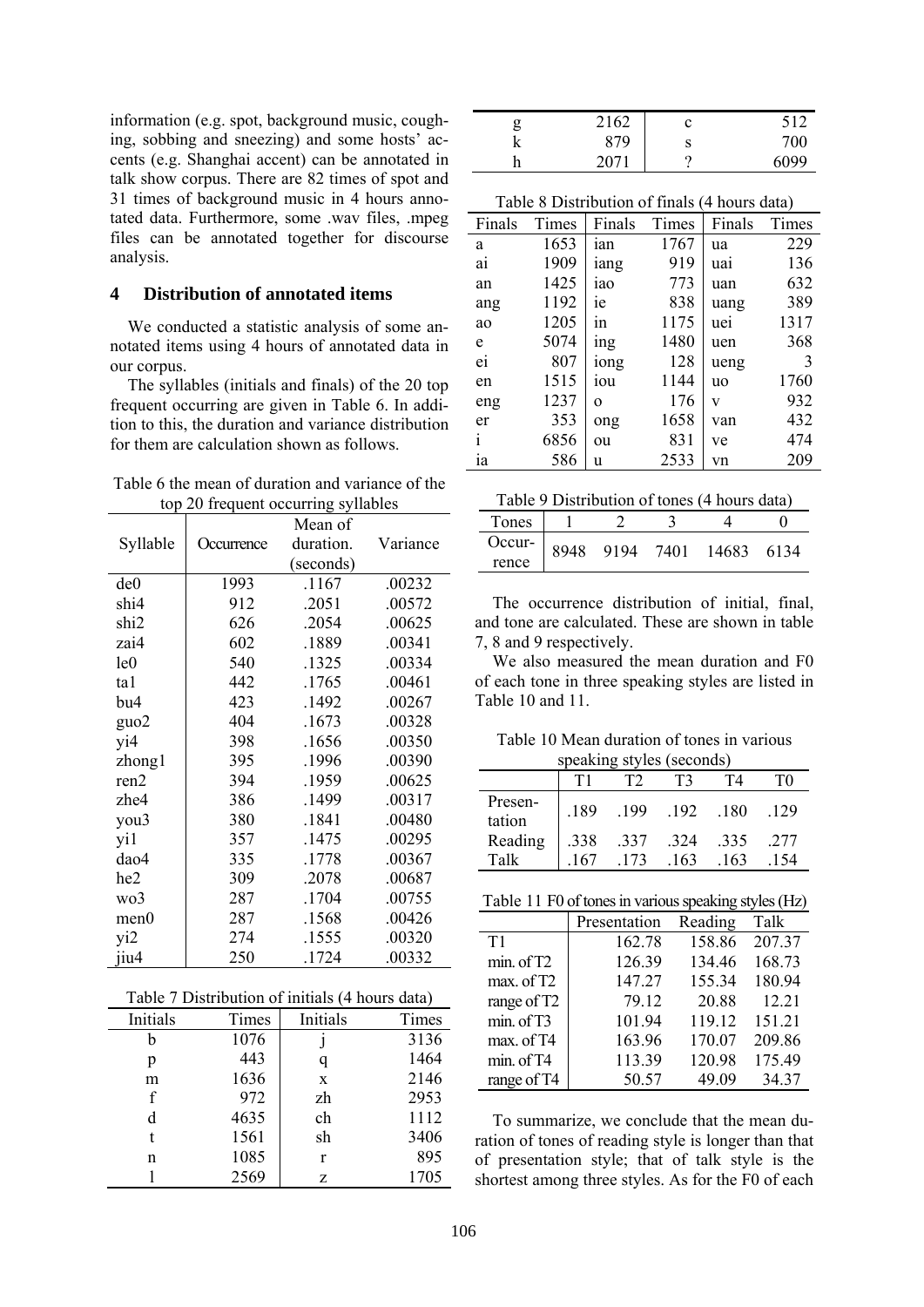information (e.g. spot, background music, coughing, sobbing and sneezing) and some hosts' accents (e.g. Shanghai accent) can be annotated in talk show corpus. There are 82 times of spot and 31 times of background music in 4 hours annotated data. Furthermore, some .wav files, .mpeg files can be annotated together for discourse analysis.

## 4 Distribution of annotated items

We conducted a statistic analysis of some annotated items using 4 hours of annotated data in our corpus.

The syllables (initials and finals) of the 20 top frequent occurring are given in Table 6. In addition to this, the duration and variance distribution for them are calculation shown as follows.

Table 6 the mean of duration and variance of the top 20 frequent occurring syllables

| Syllable | Occurrence | Mean of duration. (seconds) | Variance |
|---|---|---|---|
| de0 | 1993 | .1167 | .00232 |
| shi4 | 912 | .2051 | .00572 |
| shi2 | 626 | .2054 | .00625 |
| zai4 | 602 | .1889 | .00341 |
| le0 | 540 | .1325 | .00334 |
| ta1 | 442 | .1765 | .00461 |
| bu4 | 423 | .1492 | .00267 |
| guo2 | 404 | .1673 | .00328 |
| yi4 | 398 | .1656 | .00350 |
| zhong1 | 395 | .1996 | .00390 |
| ren2 | 394 | .1959 | .00625 |
| zhe4 | 386 | .1499 | .00317 |
| you3 | 380 | .1841 | .00480 |
| yi1 | 357 | .1475 | .00295 |
| dao4 | 335 | .1778 | .00367 |
| he2 | 309 | .2078 | .00687 |
| wo3 | 287 | .1704 | .00755 |
| men0 | 287 | .1568 | .00426 |
| yi2 | 274 | .1555 | .00320 |
| jiu4 | 250 | .1724 | .00332 |

Table 7 Distribution of initials (4 hours data)

| Initials | Times | Initials | Times |
|---|---|---|---|
| b | 1076 | j | 3136 |
| p | 443 | q | 1464 |
| m | 1636 | x | 2146 |
| f | 972 | zh | 2953 |
| d | 4635 | ch | 1112 |
| t | 1561 | sh | 3406 |
| n | 1085 | r | 895 |
| l | 2569 | z | 1705 |
| g | 2162 | c | 512 |
| k | 879 | s | 700 |
| h | 2071 | ? | 6099 |

Table 8 Distribution of finals (4 hours data)

| Finals | Times | Finals | Times | Finals | Times |
|---|---|---|---|---|---|
| a | 1653 | ian | 1767 | ua | 229 |
| ai | 1909 | iang | 919 | uai | 136 |
| an | 1425 | iao | 773 | uan | 632 |
| ang | 1192 | ie | 838 | uang | 389 |
| ao | 1205 | in | 1175 | uei | 1317 |
| e | 5074 | ing | 1480 | uen | 368 |
| ei | 807 | iong | 128 | ueng | 3 |
| en | 1515 | iou | 1144 | uo | 1760 |
| eng | 1237 | o | 176 | v | 932 |
| er | 353 | ong | 1658 | van | 432 |
| i | 6856 | ou | 831 | ve | 474 |
| ia | 586 | u | 2533 | vn | 209 |

Table 9 Distribution of tones (4 hours data)

| Tones | 1 | 2 | 3 | 4 | 0 |
|---|---|---|---|---|---|
| Occurrence | 8948 | 9194 | 7401 | 14683 | 6134 |

The occurrence distribution of initial, final, and tone are calculated. These are shown in table 7, 8 and 9 respectively.

We also measured the mean duration and F0 of each tone in three speaking styles are listed in Table 10 and 11.

Table 10 Mean duration of tones in various speaking styles (seconds)

| | T1 | T2 | T3 | T4 | T0 |
|---|---|---|---|---|---|
| Presentation | .189 | .199 | .192 | .180 | .129 |
| Reading | .338 | .337 | .324 | .335 | .277 |
| Talk | .167 | .173 | .163 | .163 | .154 |

Table 11 F0 of tones in various speaking styles (Hz)

| | Presentation | Reading | Talk |
|---|---|---|---|
| T1 | 162.78 | 158.86 | 207.37 |
| min. of T2 | 126.39 | 134.46 | 168.73 |
| max. of T2 | 147.27 | 155.34 | 180.94 |
| range of T2 | 79.12 | 20.88 | 12.21 |
| min. of T3 | 101.94 | 119.12 | 151.21 |
| max. of T4 | 163.96 | 170.07 | 209.86 |
| min. of T4 | 113.39 | 120.98 | 175.49 |
| range of T4 | 50.57 | 49.09 | 34.37 |

To summarize, we conclude that the mean duration of tones of reading style is longer than that of presentation style; that of talk style is the shortest among three styles. As for the F0 of each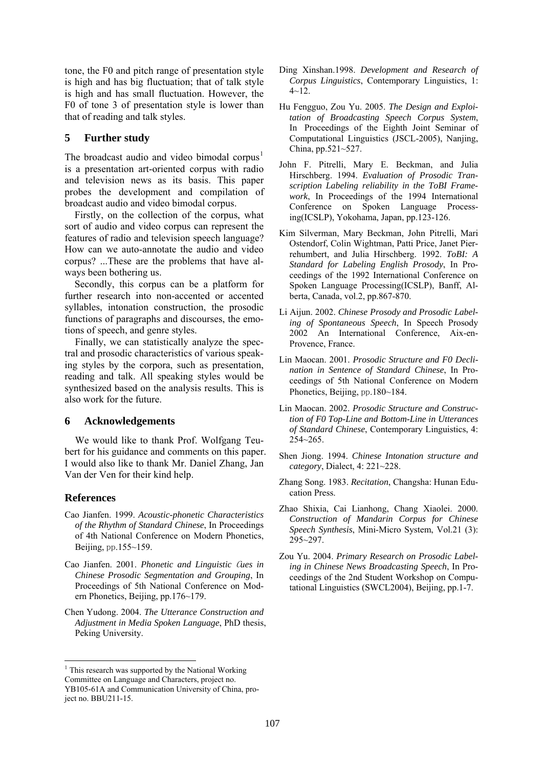tone, the F0 and pitch range of presentation style is high and has big fluctuation; that of talk style is high and has small fluctuation. However, the F0 of tone 3 of presentation style is lower than that of reading and talk styles.

## 5 Further study

The broadcast audio and video bimodal corpus[1] is a presentation art-oriented corpus with radio and television news as its basis. This paper probes the development and compilation of broadcast audio and video bimodal corpus.

Firstly, on the collection of the corpus, what sort of audio and video corpus can represent the features of radio and television speech language? How can we auto-annotate the audio and video corpus? ...These are the problems that have always been bothering us.

Secondly, this corpus can be a platform for further research into non-accented or accented syllables, intonation construction, the prosodic functions of paragraphs and discourses, the emotions of speech, and genre styles.

Finally, we can statistically analyze the spectral and prosodic characteristics of various speaking styles by the corpora, such as presentation, reading and talk. All speaking styles would be synthesized based on the analysis results. This is also work for the future.

## 6 Acknowledgements

We would like to thank Prof. Wolfgang Teubert for his guidance and comments on this paper. I would also like to thank Mr. Daniel Zhang, Jan Van der Ven for their kind help.

## References

Cao Jianfen. 1999. *Acoustic-phonetic Characteristics of the Rhythm of Standard Chinese*, In Proceedings of 4th National Conference on Modern Phonetics, Beijing, pp.155~159.

Cao Jianfen. 2001. *Phonetic and Linguistic Cues in Chinese Prosodic Segmentation and Grouping*, In Proceedings of 5th National Conference on Modern Phonetics, Beijing, pp.176~179.

Chen Yudong. 2004. *The Utterance Construction and Adjustment in Media Spoken Language*, PhD thesis, Peking University.

Ding Xinshan.1998. *Development and Research of Corpus Linguistics*, Contemporary Linguistics, 1: 4~12.

Hu Fengguo, Zou Yu. 2005. *The Design and Exploitation of Broadcasting Speech Corpus System*, In Proceedings of the Eighth Joint Seminar of Computational Linguistics (JSCL-2005), Nanjing, China, pp.521~527.

John F. Pitrelli, Mary E. Beckman, and Julia Hirschberg. 1994. *Evaluation of Prosodic Transcription Labeling reliability in the ToBI Framework*, In Proceedings of the 1994 International Conference on Spoken Language Processing(ICSLP), Yokohama, Japan, pp.123-126.

Kim Silverman, Mary Beckman, John Pitrelli, Mari Ostendorf, Colin Wightman, Patti Price, Janet Pierrehumbert, and Julia Hirschberg. 1992. *ToBI: A Standard for Labeling English Prosody*, In Proceedings of the 1992 International Conference on Spoken Language Processing(ICSLP), Banff, Alberta, Canada, vol.2, pp.867-870.

Li Aijun. 2002. *Chinese Prosody and Prosodic Labeling of Spontaneous Speech*, In Speech Prosody 2002 An International Conference, Aix-en-Provence, France.

Lin Maocan. 2001. *Prosodic Structure and F0 Declination in Sentence of Standard Chinese*, In Proceedings of 5th National Conference on Modern Phonetics, Beijing, pp.180~184.

Lin Maocan. 2002. *Prosodic Structure and Construction of F0 Top-Line and Bottom-Line in Utterances of Standard Chinese*, Contemporary Linguistics, 4: 254~265.

Shen Jiong. 1994. *Chinese Intonation structure and category*, Dialect, 4: 221~228.

Zhang Song. 1983. *Recitation*, Changsha: Hunan Education Press.

Zhao Shixia, Cai Lianhong, Chang Xiaolei. 2000. *Construction of Mandarin Corpus for Chinese Speech Synthesis*, Mini-Micro System, Vol.21 (3): 295~297.

Zou Yu. 2004. *Primary Research on Prosodic Labeling in Chinese News Broadcasting Speech*, In Proceedings of the 2nd Student Workshop on Computational Linguistics (SWCL2004), Beijing, pp.1-7.

[1] This research was supported by the National Working Committee on Language and Characters, project no. YB105-61A and Communication University of China, project no. BBU211-15.